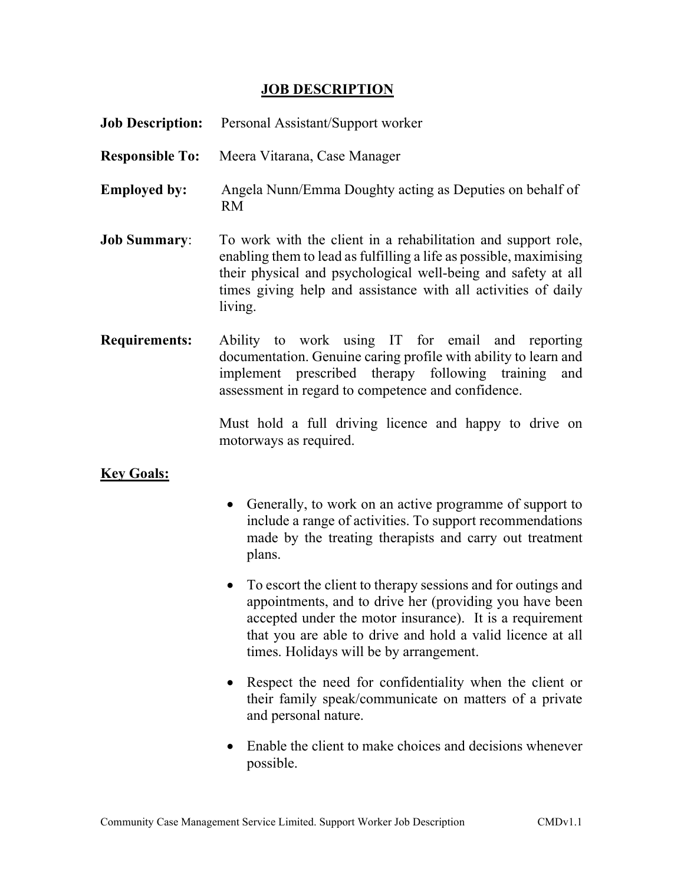# JOB DESCRIPTION

**Job Description:** Personal Assistant/Support worker

**Responsible To:** Meera Vitarana, Case Manager

**Employed by:** Angela Nunn/Emma Doughty acting as Deputies on behalf of RM

**Job Summary**: To work with the client in a rehabilitation and support role, enabling them to lead as fulfilling a life as possible, maximising their physical and psychological well-being and safety at all times giving help and assistance with all activities of daily living.

**Requirements:** Ability to work using IT for email and reporting documentation. Genuine caring profile with ability to learn and implement prescribed therapy following training and assessment in regard to competence and confidence.

Must hold a full driving licence and happy to drive on motorways as required.

## Key Goals:

- Generally, to work on an active programme of support to include a range of activities. To support recommendations made by the treating therapists and carry out treatment plans.
- To escort the client to therapy sessions and for outings and appointments, and to drive her (providing you have been accepted under the motor insurance). It is a requirement that you are able to drive and hold a valid licence at all times. Holidays will be by arrangement.
- Respect the need for confidentiality when the client or their family speak/communicate on matters of a private and personal nature.
- Enable the client to make choices and decisions whenever possible.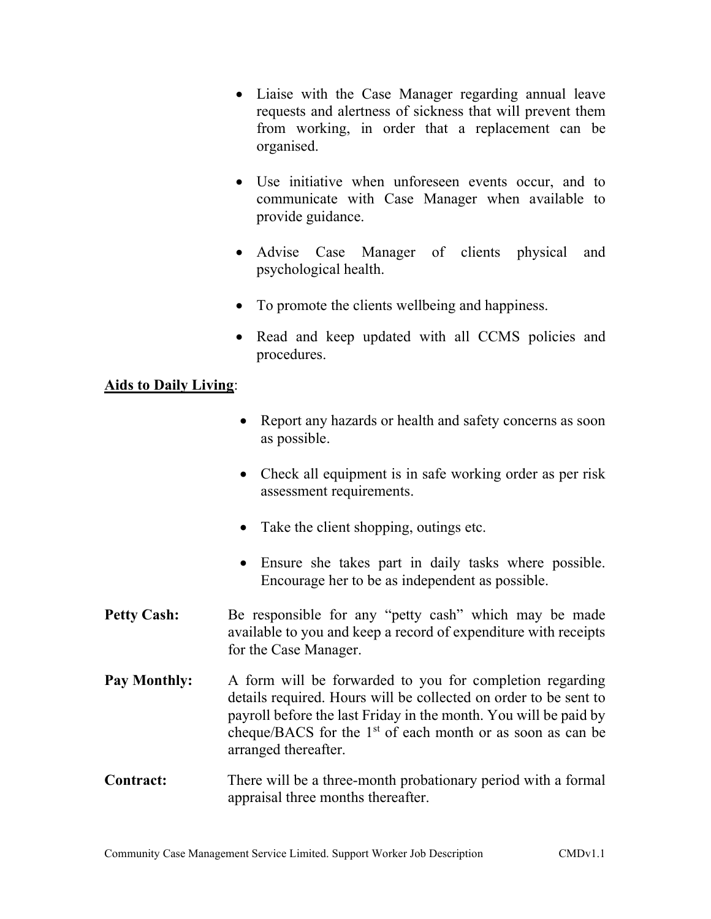- Liaise with the Case Manager regarding annual leave requests and alertness of sickness that will prevent them from working, in order that a replacement can be organised.

- Use initiative when unforeseen events occur, and to communicate with Case Manager when available to provide guidance.

- Advise Case Manager of clients physical and psychological health.

- To promote the clients wellbeing and happiness.

- Read and keep updated with all CCMS policies and procedures.

**Aids to Daily Living**:

- Report any hazards or health and safety concerns as soon as possible.

- Check all equipment is in safe working order as per risk assessment requirements.

- Take the client shopping, outings etc.

- Ensure she takes part in daily tasks where possible. Encourage her to be as independent as possible.

**Petty Cash:** Be responsible for any "petty cash" which may be made available to you and keep a record of expenditure with receipts for the Case Manager.

**Pay Monthly:** A form will be forwarded to you for completion regarding details required. Hours will be collected on order to be sent to payroll before the last Friday in the month. You will be paid by cheque/BACS for the 1st of each month or as soon as can be arranged thereafter.

**Contract:** There will be a three-month probationary period with a formal appraisal three months thereafter.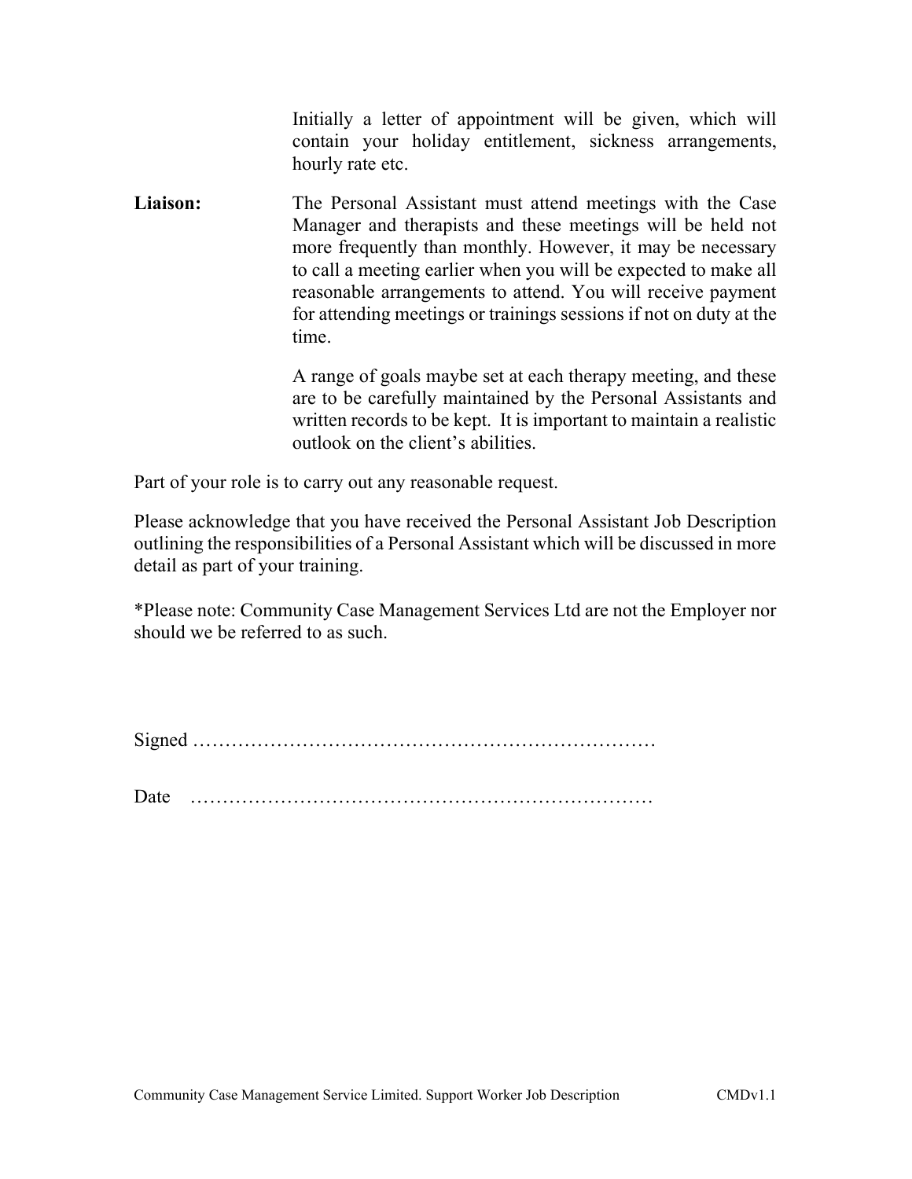Initially a letter of appointment will be given, which will contain your holiday entitlement, sickness arrangements, hourly rate etc.

**Liaison:** The Personal Assistant must attend meetings with the Case Manager and therapists and these meetings will be held not more frequently than monthly. However, it may be necessary to call a meeting earlier when you will be expected to make all reasonable arrangements to attend. You will receive payment for attending meetings or trainings sessions if not on duty at the time.

A range of goals maybe set at each therapy meeting, and these are to be carefully maintained by the Personal Assistants and written records to be kept. It is important to maintain a realistic outlook on the client's abilities.

Part of your role is to carry out any reasonable request.

Please acknowledge that you have received the Personal Assistant Job Description outlining the responsibilities of a Personal Assistant which will be discussed in more detail as part of your training.

*Please note: Community Case Management Services Ltd are not the Employer nor should we be referred to as such.

Signed ……………………………………………………………

Date ……………………………………………………………